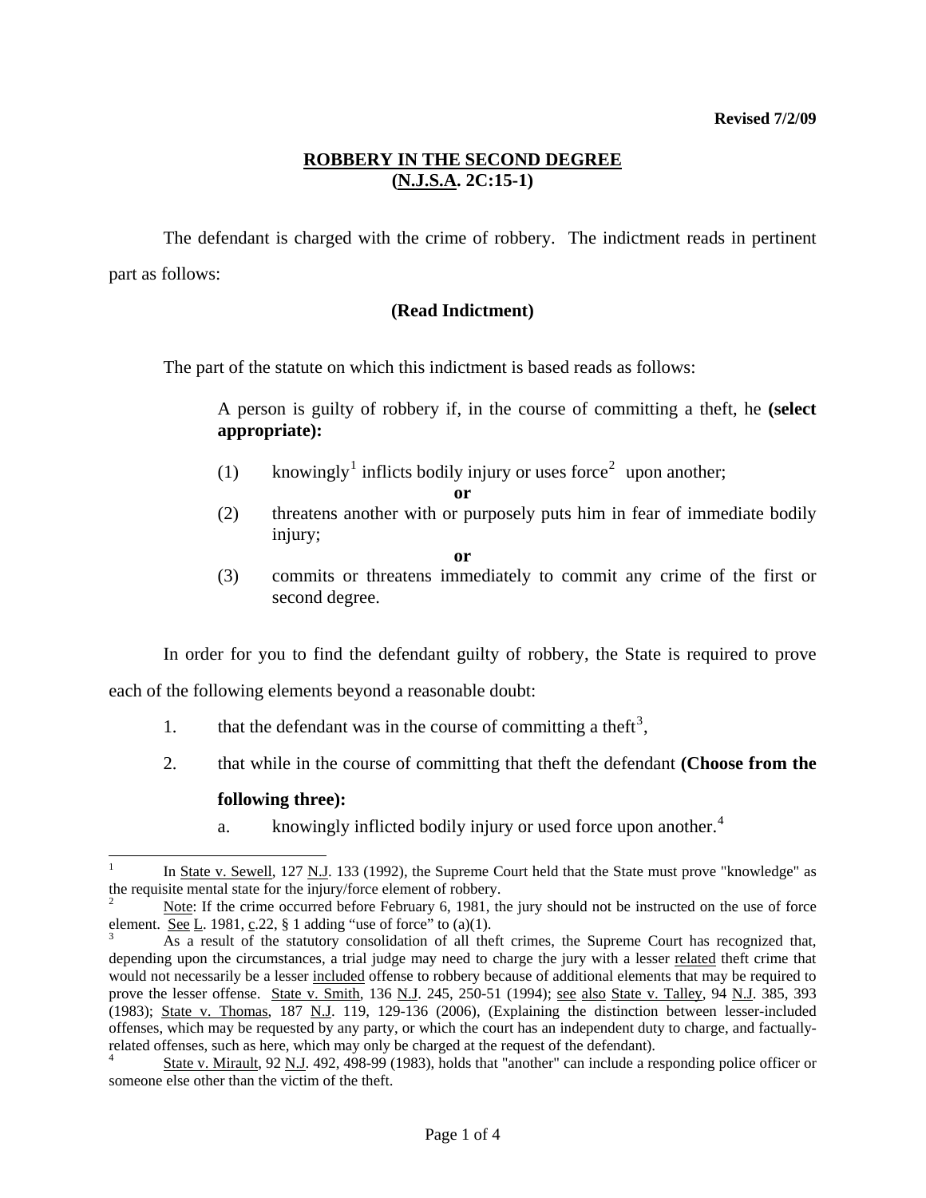Revised 7/2/09

# ROBBERY IN THE SECOND DEGREE
## (N.J.S.A. 2C:15-1)

The defendant is charged with the crime of robbery. The indictment reads in pertinent part as follows:

**(Read Indictment)**

The part of the statute on which this indictment is based reads as follows:

> A person is guilty of robbery if, in the course of committing a theft, he **(select appropriate):**
>
> (1) knowingly[1] inflicts bodily injury or uses force[2] upon another;
>
> **or**
>
> (2) threatens another with or purposely puts him in fear of immediate bodily injury;
>
> **or**
>
> (3) commits or threatens immediately to commit any crime of the first or second degree.

In order for you to find the defendant guilty of robbery, the State is required to prove each of the following elements beyond a reasonable doubt:

1. that the defendant was in the course of committing a theft[3],
2. that while in the course of committing that theft the defendant **(Choose from the following three):**
    a. knowingly inflicted bodily injury or used force upon another.[4]

---

[1] In State v. Sewell, 127 N.J. 133 (1992), the Supreme Court held that the State must prove "knowledge" as the requisite mental state for the injury/force element of robbery.

[2] Note: If the crime occurred before February 6, 1981, the jury should not be instructed on the use of force element. See L. 1981, c.22, § 1 adding "use of force" to (a)(1).

[3] As a result of the statutory consolidation of all theft crimes, the Supreme Court has recognized that, depending upon the circumstances, a trial judge may need to charge the jury with a lesser related theft crime that would not necessarily be a lesser included offense to robbery because of additional elements that may be required to prove the lesser offense. State v. Smith, 136 N.J. 245, 250-51 (1994); see also State v. Talley, 94 N.J. 385, 393 (1983); State v. Thomas, 187 N.J. 119, 129-136 (2006), (Explaining the distinction between lesser-included offenses, which may be requested by any party, or which the court has an independent duty to charge, and factually-related offenses, such as here, which may only be charged at the request of the defendant).

[4] State v. Mirault, 92 N.J. 492, 498-99 (1983), holds that "another" can include a responding police officer or someone else other than the victim of the theft.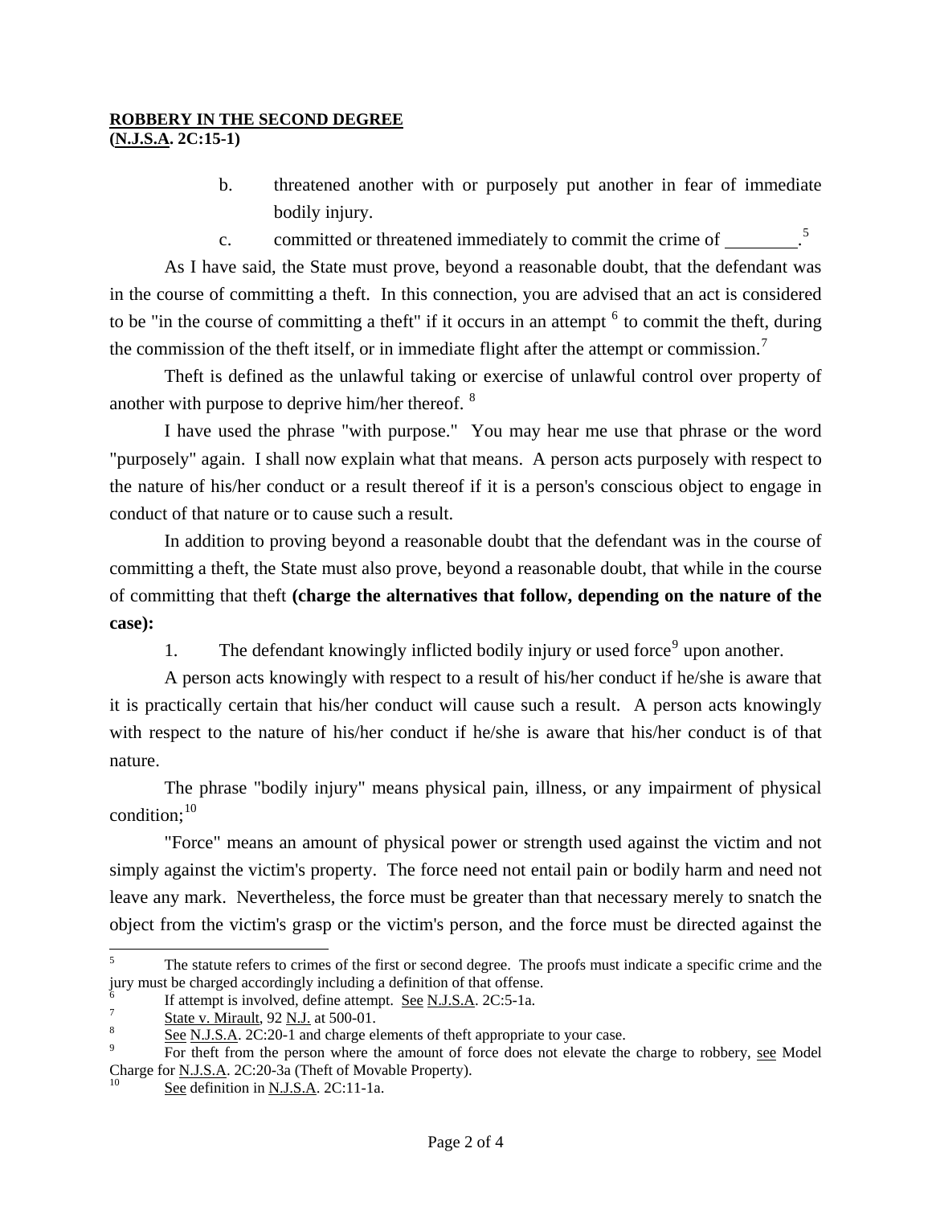b. threatened another with or purposely put another in fear of immediate bodily injury.

c. committed or threatened immediately to commit the crime of ________.[5]

As I have said, the State must prove, beyond a reasonable doubt, that the defendant was in the course of committing a theft. In this connection, you are advised that an act is considered to be "in the course of committing a theft" if it occurs in an attempt [6] to commit the theft, during the commission of the theft itself, or in immediate flight after the attempt or commission.[7]

Theft is defined as the unlawful taking or exercise of unlawful control over property of another with purpose to deprive him/her thereof. [8]

I have used the phrase "with purpose." You may hear me use that phrase or the word "purposely" again. I shall now explain what that means. A person acts purposely with respect to the nature of his/her conduct or a result thereof if it is a person's conscious object to engage in conduct of that nature or to cause such a result.

In addition to proving beyond a reasonable doubt that the defendant was in the course of committing a theft, the State must also prove, beyond a reasonable doubt, that while in the course of committing that theft **(charge the alternatives that follow, depending on the nature of the case):**

1. The defendant knowingly inflicted bodily injury or used force[9] upon another.

A person acts knowingly with respect to a result of his/her conduct if he/she is aware that it is practically certain that his/her conduct will cause such a result. A person acts knowingly with respect to the nature of his/her conduct if he/she is aware that his/her conduct is of that nature.

The phrase "bodily injury" means physical pain, illness, or any impairment of physical condition;[10]

"Force" means an amount of physical power or strength used against the victim and not simply against the victim's property. The force need not entail pain or bodily harm and need not leave any mark. Nevertheless, the force must be greater than that necessary merely to snatch the object from the victim's grasp or the victim's person, and the force must be directed against the

---

[5] The statute refers to crimes of the first or second degree. The proofs must indicate a specific crime and the jury must be charged accordingly including a definition of that offense.

[6] If attempt is involved, define attempt. See N.J.S.A. 2C:5-1a.

[7] State v. Mirault, 92 N.J. at 500-01.

[8] See N.J.S.A. 2C:20-1 and charge elements of theft appropriate to your case.

[9] For theft from the person where the amount of force does not elevate the charge to robbery, see Model Charge for N.J.S.A. 2C:20-3a (Theft of Movable Property).

[10] See definition in N.J.S.A. 2C:11-1a.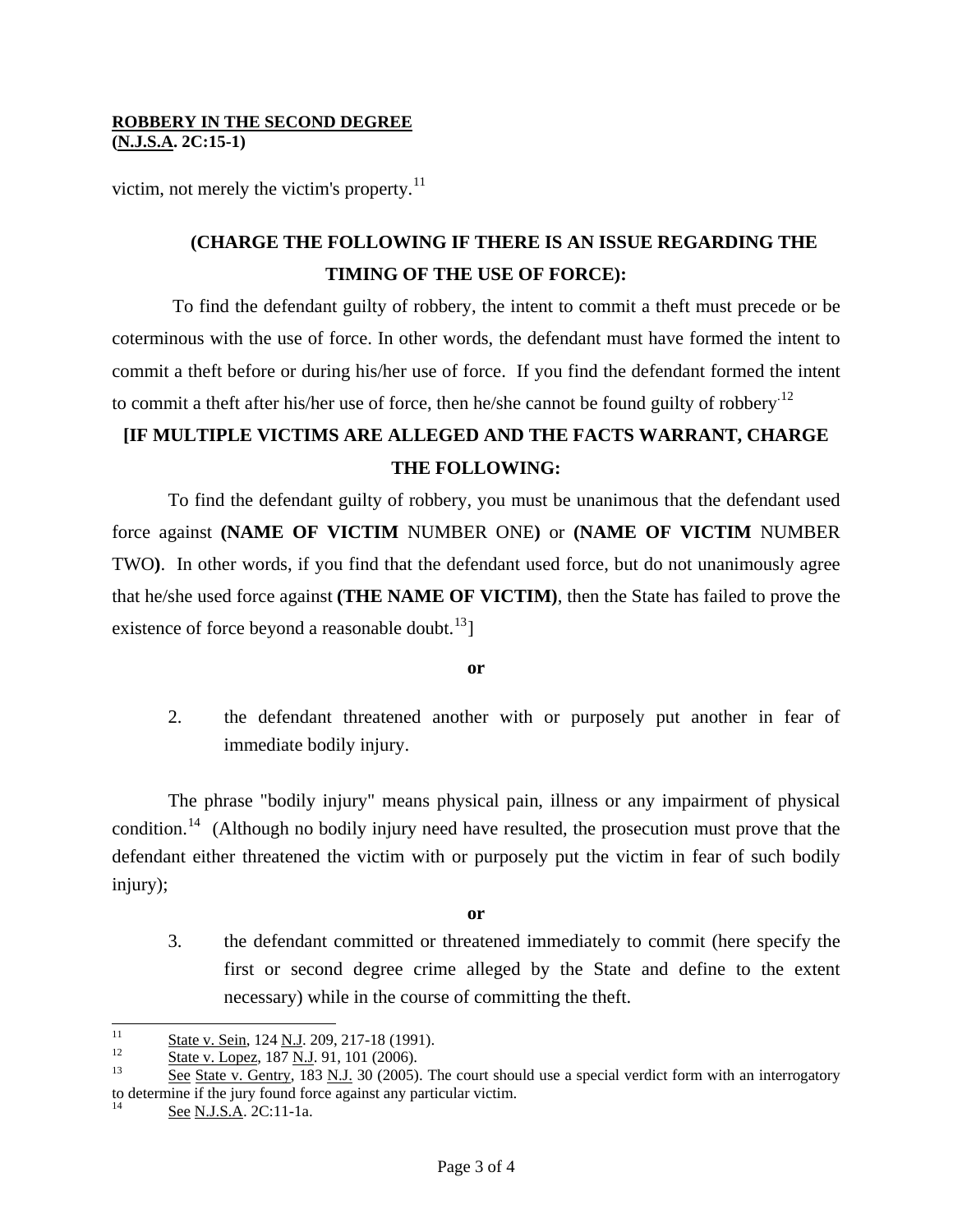victim, not merely the victim's property.[11]

**(CHARGE THE FOLLOWING IF THERE IS AN ISSUE REGARDING THE TIMING OF THE USE OF FORCE):**

To find the defendant guilty of robbery, the intent to commit a theft must precede or be coterminous with the use of force. In other words, the defendant must have formed the intent to commit a theft before or during his/her use of force. If you find the defendant formed the intent to commit a theft after his/her use of force, then he/she cannot be found guilty of robbery.[12]

**[IF MULTIPLE VICTIMS ARE ALLEGED AND THE FACTS WARRANT, CHARGE THE FOLLOWING:**

To find the defendant guilty of robbery, you must be unanimous that the defendant used force against **(NAME OF VICTIM** NUMBER ONE**)** or **(NAME OF VICTIM** NUMBER TWO**)**. In other words, if you find that the defendant used force, but do not unanimously agree that he/she used force against **(THE NAME OF VICTIM)**, then the State has failed to prove the existence of force beyond a reasonable doubt.[13]]

**or**

2. the defendant threatened another with or purposely put another in fear of immediate bodily injury.

The phrase "bodily injury" means physical pain, illness or any impairment of physical condition.[14] (Although no bodily injury need have resulted, the prosecution must prove that the defendant either threatened the victim with or purposely put the victim in fear of such bodily injury);

**or**

3. the defendant committed or threatened immediately to commit (here specify the first or second degree crime alleged by the State and define to the extent necessary) while in the course of committing the theft.

---

[11] State v. Sein, 124 N.J. 209, 217-18 (1991).

[12] State v. Lopez, 187 N.J. 91, 101 (2006).

[13] See State v. Gentry, 183 N.J. 30 (2005). The court should use a special verdict form with an interrogatory to determine if the jury found force against any particular victim.

[14] See N.J.S.A. 2C:11-1a.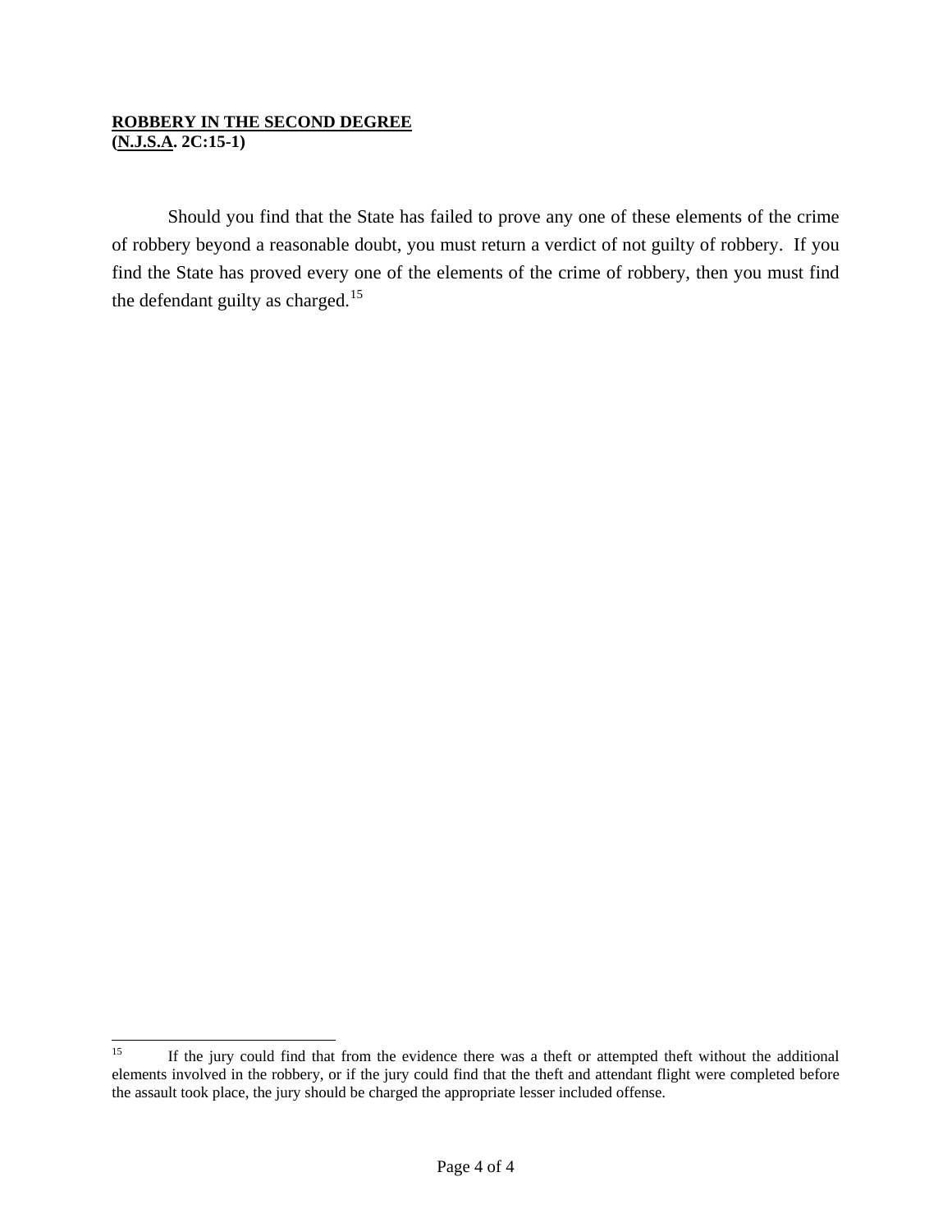**ROBBERY IN THE SECOND DEGREE**
**(N.J.S.A. 2C:15-1)**

Should you find that the State has failed to prove any one of these elements of the crime of robbery beyond a reasonable doubt, you must return a verdict of not guilty of robbery. If you find the State has proved every one of the elements of the crime of robbery, then you must find the defendant guilty as charged.[15]

---

[15] If the jury could find that from the evidence there was a theft or attempted theft without the additional elements involved in the robbery, or if the jury could find that the theft and attendant flight were completed before the assault took place, the jury should be charged the appropriate lesser included offense.